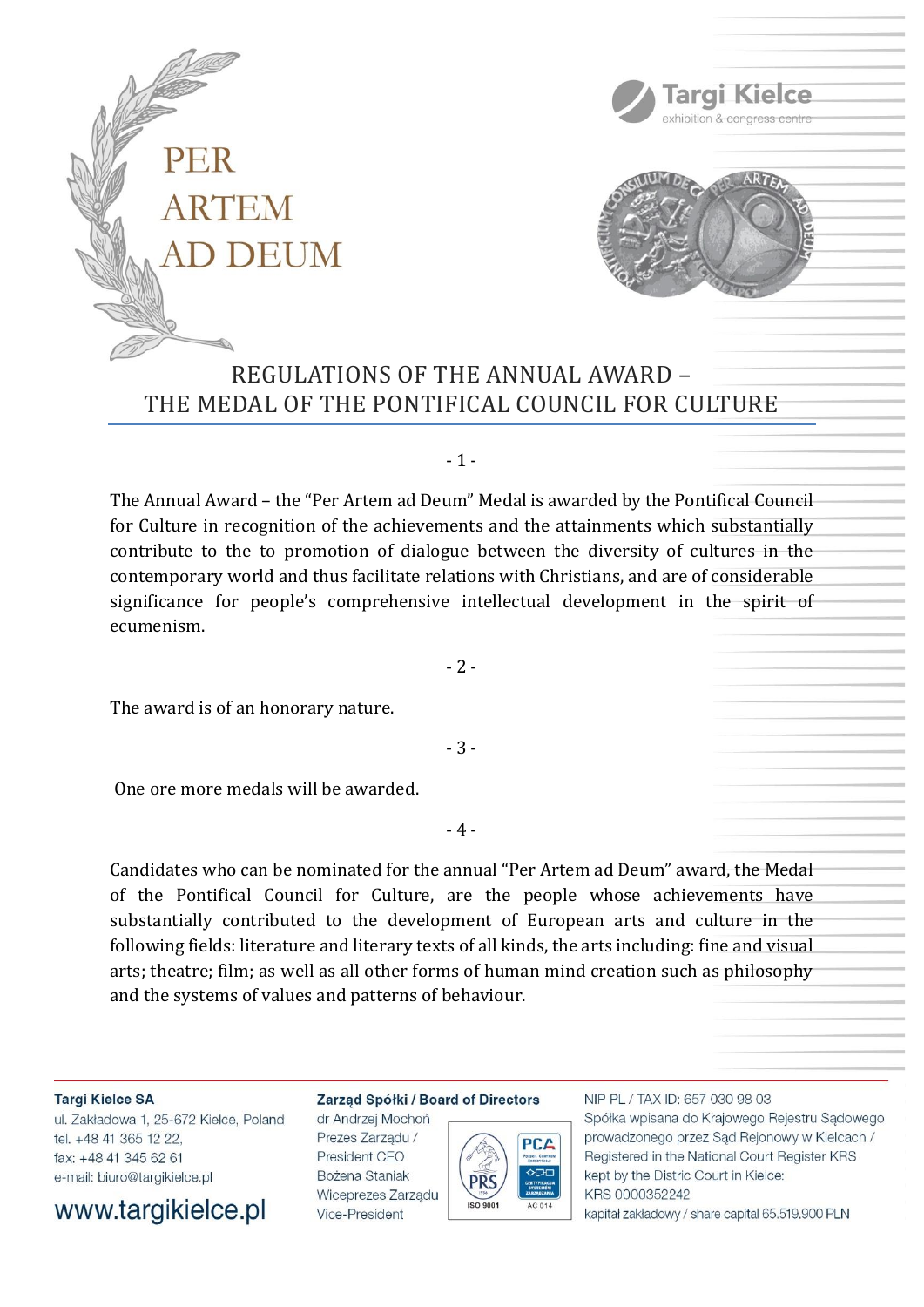PER ARTEM AD DEUM

Targi Kielce
exhibition & congress centre

# REGULATIONS OF THE ANNUAL AWARD – THE MEDAL OF THE PONTIFICAL COUNCIL FOR CULTURE

- 1 -

The Annual Award – the "Per Artem ad Deum" Medal is awarded by the Pontifical Council for Culture in recognition of the achievements and the attainments which substantially contribute to the to promotion of dialogue between the diversity of cultures in the contemporary world and thus facilitate relations with Christians, and are of considerable significance for people's comprehensive intellectual development in the spirit of ecumenism.

- 2 -

The award is of an honorary nature.

- 3 -

One ore more medals will be awarded.

- 4 -

Candidates who can be nominated for the annual "Per Artem ad Deum" award, the Medal of the Pontifical Council for Culture, are the people whose achievements have substantially contributed to the development of European arts and culture in the following fields: literature and literary texts of all kinds, the arts including: fine and visual arts; theatre; film; as well as all other forms of human mind creation such as philosophy and the systems of values and patterns of behaviour.

**Targi Kielce SA**
ul. Zakładowa 1, 25-672 Kielce, Poland
tel. +48 41 365 12 22,
fax: +48 41 345 62 61
e-mail: biuro@targikielce.pl

www.targikielce.pl

**Zarząd Spółki / Board of Directors**
dr Andrzej Mochoń
Prezes Zarządu /
President CEO
Bożena Staniak
Wiceprezes Zarządu /
Vice-President

NIP PL / TAX ID: 657 030 98 03
Spółka wpisana do Krajowego Rejestru Sądowego prowadzonego przez Sąd Rejonowy w Kielcach / Registered in the National Court Register KRS kept by the Distric Court in Kielce:
KRS 0000352242
kapitał zakładowy / share capital 65.519.900 PLN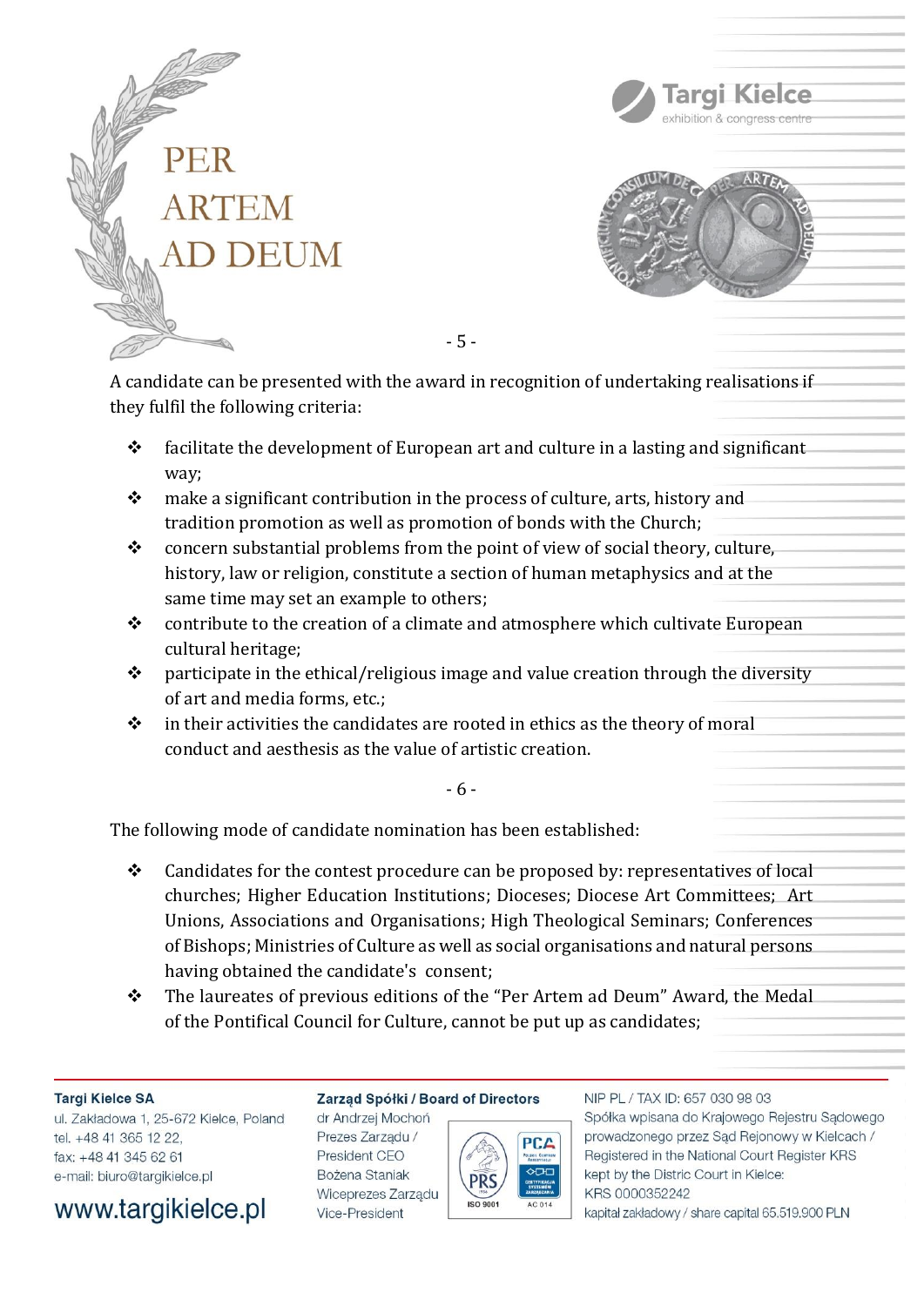- 5 -

A candidate can be presented with the award in recognition of undertaking realisations if they fulfil the following criteria:

- facilitate the development of European art and culture in a lasting and significant way;
- make a significant contribution in the process of culture, arts, history and tradition promotion as well as promotion of bonds with the Church;
- concern substantial problems from the point of view of social theory, culture, history, law or religion, constitute a section of human metaphysics and at the same time may set an example to others;
- contribute to the creation of a climate and atmosphere which cultivate European cultural heritage;
- participate in the ethical/religious image and value creation through the diversity of art and media forms, etc.;
- in their activities the candidates are rooted in ethics as the theory of moral conduct and aesthesis as the value of artistic creation.

- 6 -

The following mode of candidate nomination has been established:

- Candidates for the contest procedure can be proposed by: representatives of local churches; Higher Education Institutions; Dioceses; Diocese Art Committees; Art Unions, Associations and Organisations; High Theological Seminars; Conferences of Bishops; Ministries of Culture as well as social organisations and natural persons having obtained the candidate's consent;
- The laureates of previous editions of the "Per Artem ad Deum" Award, the Medal of the Pontifical Council for Culture, cannot be put up as candidates;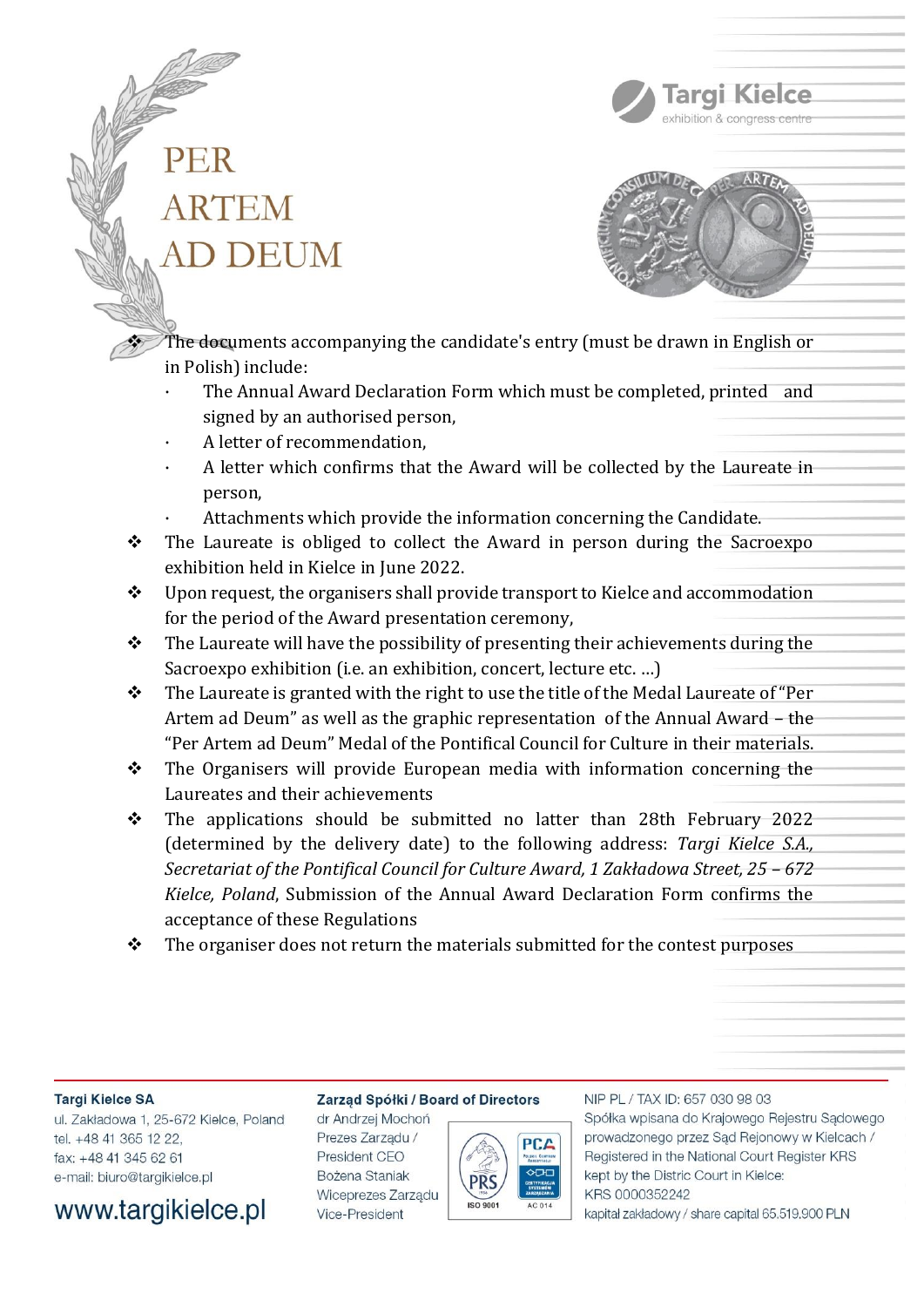PER
ARTEM
AD DEUM

- The documents accompanying the candidate's entry (must be drawn in English or in Polish) include:
  - The Annual Award Declaration Form which must be completed, printed and signed by an authorised person,
  - A letter of recommendation,
  - A letter which confirms that the Award will be collected by the Laureate in person,
  - Attachments which provide the information concerning the Candidate.
- The Laureate is obliged to collect the Award in person during the Sacroexpo exhibition held in Kielce in June 2022.
- Upon request, the organisers shall provide transport to Kielce and accommodation for the period of the Award presentation ceremony,
- The Laureate will have the possibility of presenting their achievements during the Sacroexpo exhibition (i.e. an exhibition, concert, lecture etc. ...)
- The Laureate is granted with the right to use the title of the Medal Laureate of "Per Artem ad Deum" as well as the graphic representation of the Annual Award – the "Per Artem ad Deum" Medal of the Pontifical Council for Culture in their materials.
- The Organisers will provide European media with information concerning the Laureates and their achievements
- The applications should be submitted no latter than 28th February 2022 (determined by the delivery date) to the following address: *Targi Kielce S.A., Secretariat of the Pontifical Council for Culture Award, 1 Zakładowa Street, 25 – 672 Kielce, Poland*, Submission of the Annual Award Declaration Form confirms the acceptance of these Regulations
- The organiser does not return the materials submitted for the contest purposes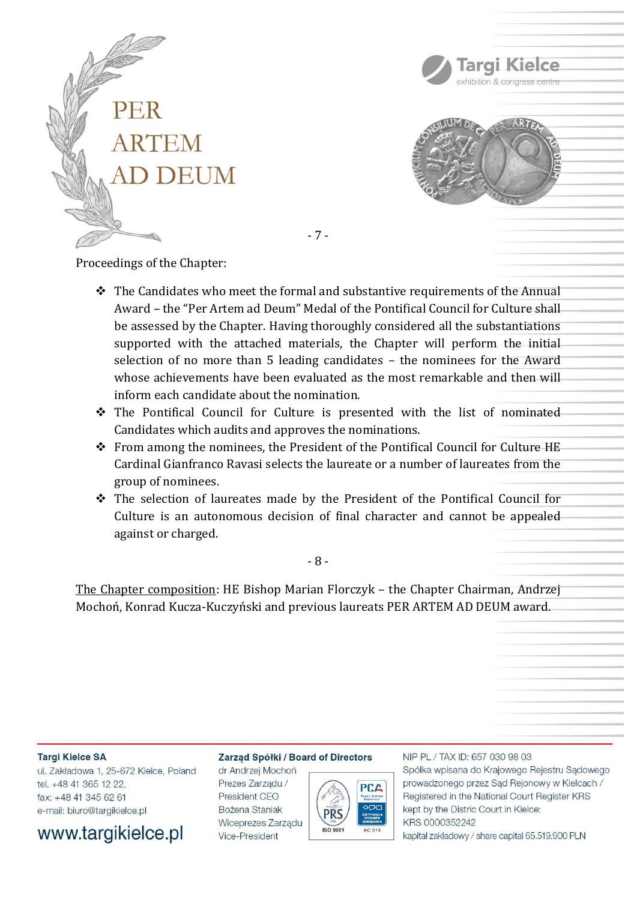\- 7 -

Proceedings of the Chapter:

- The Candidates who meet the formal and substantive requirements of the Annual Award – the "Per Artem ad Deum" Medal of the Pontifical Council for Culture shall be assessed by the Chapter. Having thoroughly considered all the substantiations supported with the attached materials, the Chapter will perform the initial selection of no more than 5 leading candidates – the nominees for the Award whose achievements have been evaluated as the most remarkable and then will inform each candidate about the nomination.
- The Pontifical Council for Culture is presented with the list of nominated Candidates which audits and approves the nominations.
- From among the nominees, the President of the Pontifical Council for Culture HE Cardinal Gianfranco Ravasi selects the laureate or a number of laureates from the group of nominees.
- The selection of laureates made by the President of the Pontifical Council for Culture is an autonomous decision of final character and cannot be appealed against or charged.

\- 8 -

<u>The Chapter composition</u>: HE Bishop Marian Florczyk – the Chapter Chairman, Andrzej Mochoń, Konrad Kucza-Kuczyński and previous laureats PER ARTEM AD DEUM award.